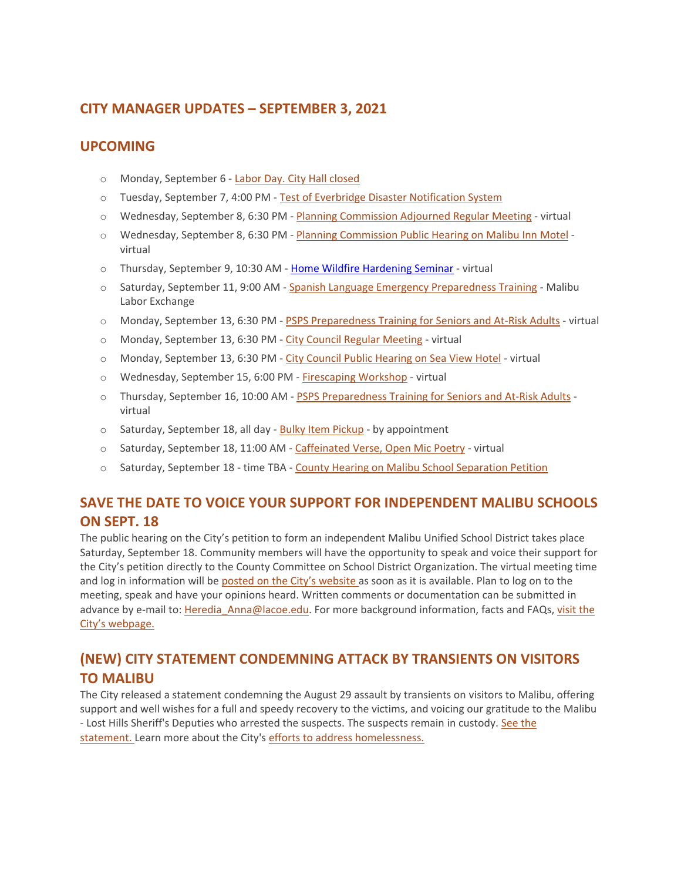## CITY MANAGER UPDATES – SEPTEMBER 3, 2021

## UPCOMING

- Monday, September 6 - Labor Day. City Hall closed
- Tuesday, September 7, 4:00 PM - Test of Everbridge Disaster Notification System
- Wednesday, September 8, 6:30 PM - Planning Commission Adjourned Regular Meeting - virtual
- Wednesday, September 8, 6:30 PM - Planning Commission Public Hearing on Malibu Inn Motel - virtual
- Thursday, September 9, 10:30 AM - Home Wildfire Hardening Seminar - virtual
- Saturday, September 11, 9:00 AM - Spanish Language Emergency Preparedness Training - Malibu Labor Exchange
- Monday, September 13, 6:30 PM - PSPS Preparedness Training for Seniors and At-Risk Adults - virtual
- Monday, September 13, 6:30 PM - City Council Regular Meeting - virtual
- Monday, September 13, 6:30 PM - City Council Public Hearing on Sea View Hotel - virtual
- Wednesday, September 15, 6:00 PM - Firescaping Workshop - virtual
- Thursday, September 16, 10:00 AM - PSPS Preparedness Training for Seniors and At-Risk Adults - virtual
- Saturday, September 18, all day - Bulky Item Pickup - by appointment
- Saturday, September 18, 11:00 AM - Caffeinated Verse, Open Mic Poetry - virtual
- Saturday, September 18 - time TBA - County Hearing on Malibu School Separation Petition

## SAVE THE DATE TO VOICE YOUR SUPPORT FOR INDEPENDENT MALIBU SCHOOLS ON SEPT. 18

The public hearing on the City's petition to form an independent Malibu Unified School District takes place Saturday, September 18. Community members will have the opportunity to speak and voice their support for the City's petition directly to the County Committee on School District Organization. The virtual meeting time and log in information will be posted on the City's website as soon as it is available. Plan to log on to the meeting, speak and have your opinions heard. Written comments or documentation can be submitted in advance by e-mail to: Heredia_Anna@lacoe.edu. For more background information, facts and FAQs, visit the City's webpage.

## (NEW) CITY STATEMENT CONDEMNING ATTACK BY TRANSIENTS ON VISITORS TO MALIBU

The City released a statement condemning the August 29 assault by transients on visitors to Malibu, offering support and well wishes for a full and speedy recovery to the victims, and voicing our gratitude to the Malibu - Lost Hills Sheriff's Deputies who arrested the suspects. The suspects remain in custody. See the statement. Learn more about the City's efforts to address homelessness.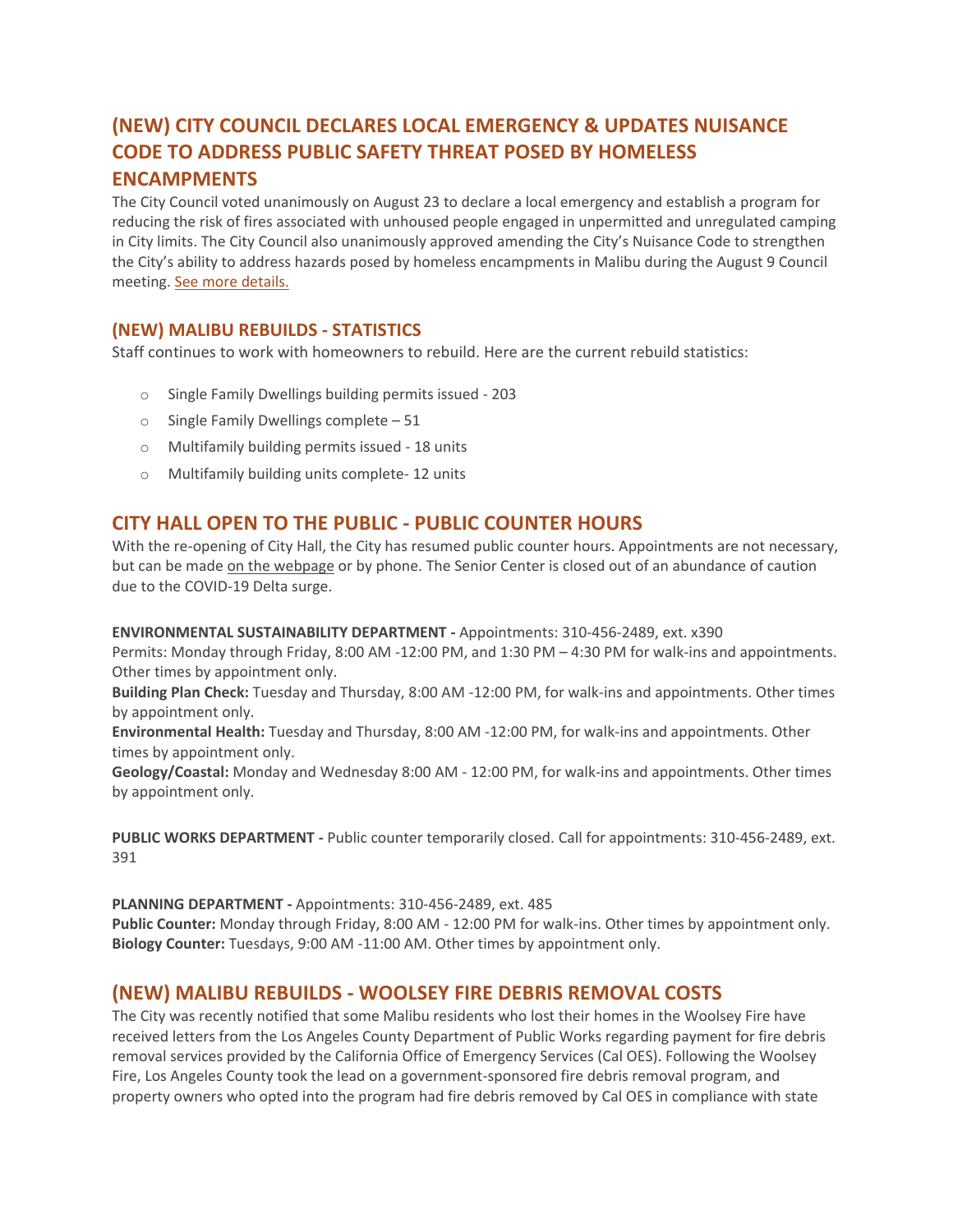## (NEW) CITY COUNCIL DECLARES LOCAL EMERGENCY & UPDATES NUISANCE CODE TO ADDRESS PUBLIC SAFETY THREAT POSED BY HOMELESS ENCAMPMENTS

The City Council voted unanimously on August 23 to declare a local emergency and establish a program for reducing the risk of fires associated with unhoused people engaged in unpermitted and unregulated camping in City limits. The City Council also unanimously approved amending the City's Nuisance Code to strengthen the City's ability to address hazards posed by homeless encampments in Malibu during the August 9 Council meeting. See more details.

### (NEW) MALIBU REBUILDS - STATISTICS

Staff continues to work with homeowners to rebuild. Here are the current rebuild statistics:

- Single Family Dwellings building permits issued - 203
- Single Family Dwellings complete – 51
- Multifamily building permits issued - 18 units
- Multifamily building units complete- 12 units

## CITY HALL OPEN TO THE PUBLIC - PUBLIC COUNTER HOURS

With the re-opening of City Hall, the City has resumed public counter hours. Appointments are not necessary, but can be made on the webpage or by phone. The Senior Center is closed out of an abundance of caution due to the COVID-19 Delta surge.

**ENVIRONMENTAL SUSTAINABILITY DEPARTMENT -** Appointments: 310-456-2489, ext. x390
Permits: Monday through Friday, 8:00 AM -12:00 PM, and 1:30 PM – 4:30 PM for walk-ins and appointments. Other times by appointment only.
**Building Plan Check:** Tuesday and Thursday, 8:00 AM -12:00 PM, for walk-ins and appointments. Other times by appointment only.
**Environmental Health:** Tuesday and Thursday, 8:00 AM -12:00 PM, for walk-ins and appointments. Other times by appointment only.
**Geology/Coastal:** Monday and Wednesday 8:00 AM - 12:00 PM, for walk-ins and appointments. Other times by appointment only.

**PUBLIC WORKS DEPARTMENT -** Public counter temporarily closed. Call for appointments: 310-456-2489, ext. 391

**PLANNING DEPARTMENT -** Appointments: 310-456-2489, ext. 485
**Public Counter:** Monday through Friday, 8:00 AM - 12:00 PM for walk-ins. Other times by appointment only.
**Biology Counter:** Tuesdays, 9:00 AM -11:00 AM. Other times by appointment only.

## (NEW) MALIBU REBUILDS - WOOLSEY FIRE DEBRIS REMOVAL COSTS

The City was recently notified that some Malibu residents who lost their homes in the Woolsey Fire have received letters from the Los Angeles County Department of Public Works regarding payment for fire debris removal services provided by the California Office of Emergency Services (Cal OES). Following the Woolsey Fire, Los Angeles County took the lead on a government-sponsored fire debris removal program, and property owners who opted into the program had fire debris removed by Cal OES in compliance with state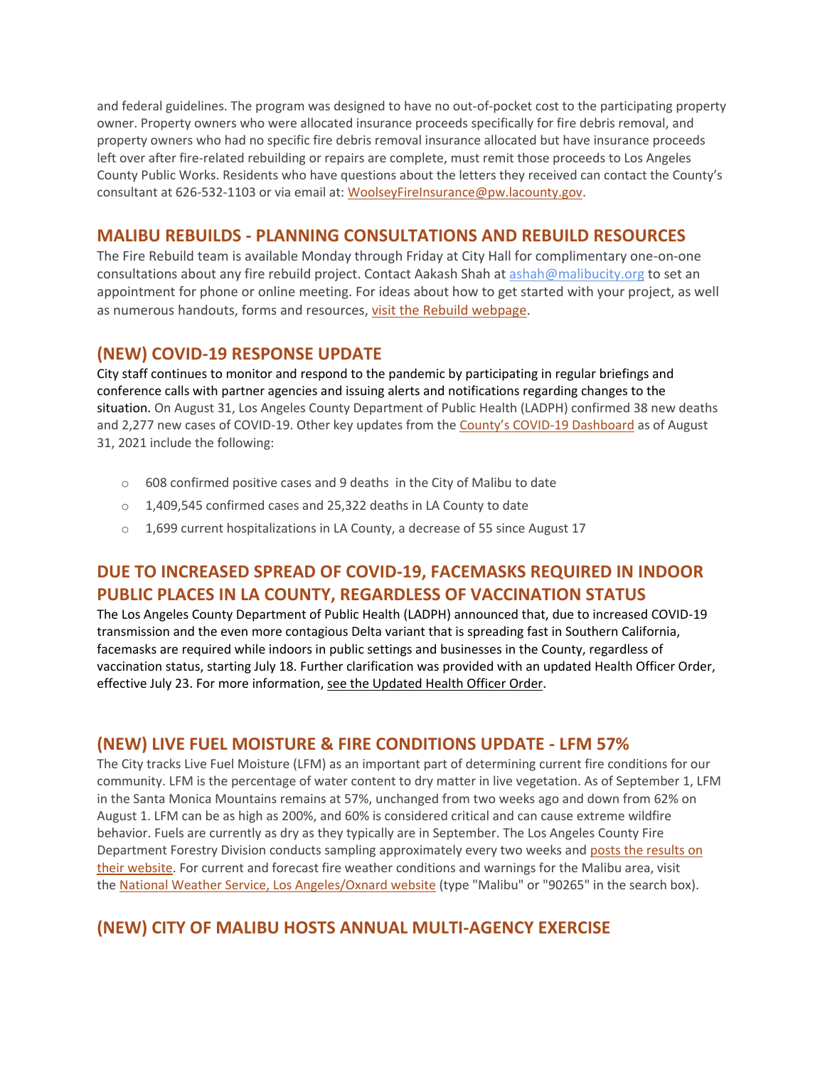and federal guidelines. The program was designed to have no out-of-pocket cost to the participating property owner. Property owners who were allocated insurance proceeds specifically for fire debris removal, and property owners who had no specific fire debris removal insurance allocated but have insurance proceeds left over after fire-related rebuilding or repairs are complete, must remit those proceeds to Los Angeles County Public Works. Residents who have questions about the letters they received can contact the County's consultant at 626-532-1103 or via email at: WoolseyFireInsurance@pw.lacounty.gov.

## MALIBU REBUILDS - PLANNING CONSULTATIONS AND REBUILD RESOURCES

The Fire Rebuild team is available Monday through Friday at City Hall for complimentary one-on-one consultations about any fire rebuild project. Contact Aakash Shah at ashah@malibucity.org to set an appointment for phone or online meeting. For ideas about how to get started with your project, as well as numerous handouts, forms and resources, visit the Rebuild webpage.

## (NEW) COVID-19 RESPONSE UPDATE

City staff continues to monitor and respond to the pandemic by participating in regular briefings and conference calls with partner agencies and issuing alerts and notifications regarding changes to the situation. On August 31, Los Angeles County Department of Public Health (LADPH) confirmed 38 new deaths and 2,277 new cases of COVID-19. Other key updates from the County's COVID-19 Dashboard as of August 31, 2021 include the following:

- 608 confirmed positive cases and 9 deaths in the City of Malibu to date
- 1,409,545 confirmed cases and 25,322 deaths in LA County to date
- 1,699 current hospitalizations in LA County, a decrease of 55 since August 17

## DUE TO INCREASED SPREAD OF COVID-19, FACEMASKS REQUIRED IN INDOOR PUBLIC PLACES IN LA COUNTY, REGARDLESS OF VACCINATION STATUS

The Los Angeles County Department of Public Health (LADPH) announced that, due to increased COVID-19 transmission and the even more contagious Delta variant that is spreading fast in Southern California, facemasks are required while indoors in public settings and businesses in the County, regardless of vaccination status, starting July 18. Further clarification was provided with an updated Health Officer Order, effective July 23. For more information, see the Updated Health Officer Order.

## (NEW) LIVE FUEL MOISTURE & FIRE CONDITIONS UPDATE - LFM 57%

The City tracks Live Fuel Moisture (LFM) as an important part of determining current fire conditions for our community. LFM is the percentage of water content to dry matter in live vegetation. As of September 1, LFM in the Santa Monica Mountains remains at 57%, unchanged from two weeks ago and down from 62% on August 1. LFM can be as high as 200%, and 60% is considered critical and can cause extreme wildfire behavior. Fuels are currently as dry as they typically are in September. The Los Angeles County Fire Department Forestry Division conducts sampling approximately every two weeks and posts the results on their website. For current and forecast fire weather conditions and warnings for the Malibu area, visit the National Weather Service, Los Angeles/Oxnard website (type "Malibu" or "90265" in the search box).

## (NEW) CITY OF MALIBU HOSTS ANNUAL MULTI-AGENCY EXERCISE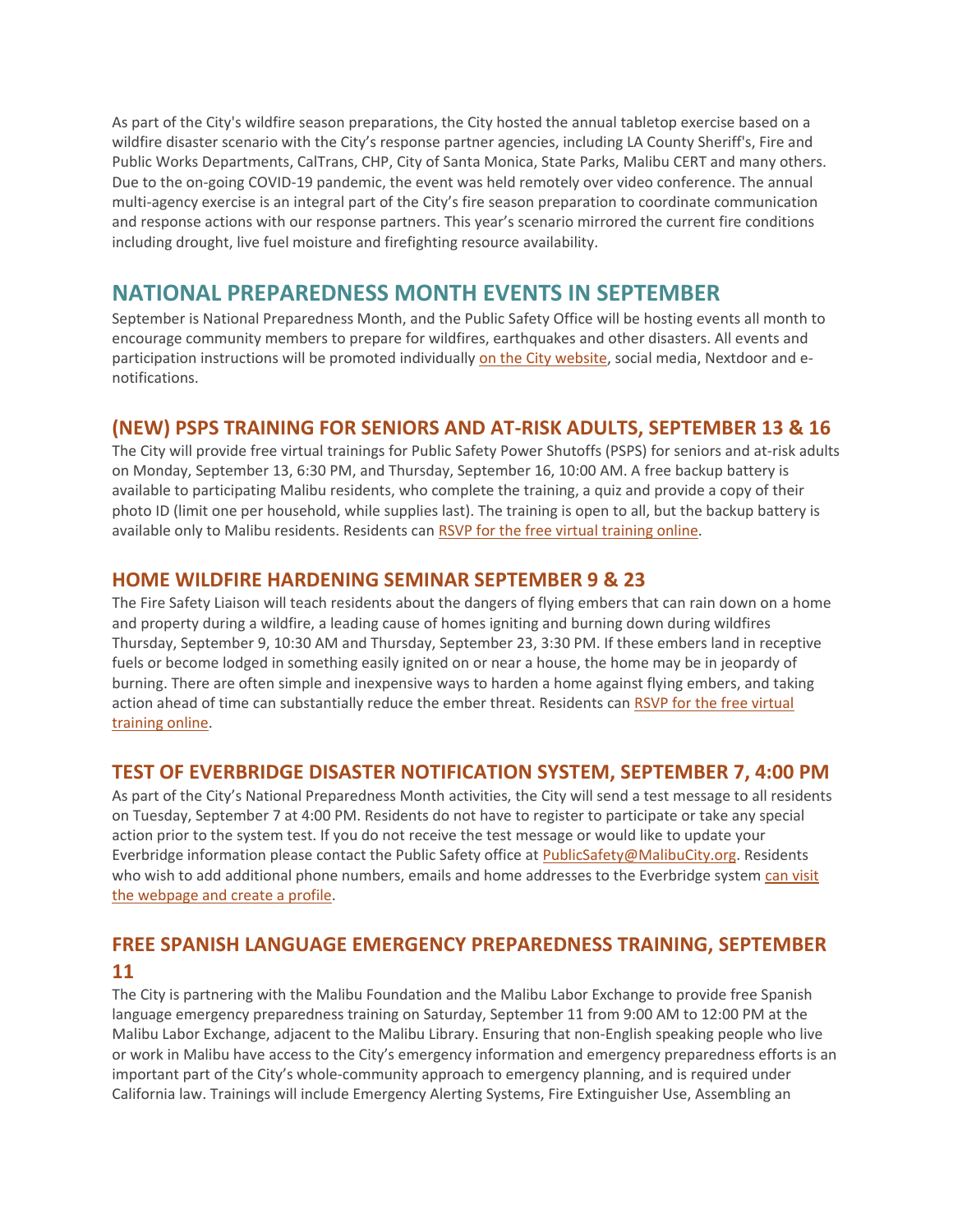As part of the City's wildfire season preparations, the City hosted the annual tabletop exercise based on a wildfire disaster scenario with the City's response partner agencies, including LA County Sheriff's, Fire and Public Works Departments, CalTrans, CHP, City of Santa Monica, State Parks, Malibu CERT and many others. Due to the on-going COVID-19 pandemic, the event was held remotely over video conference. The annual multi-agency exercise is an integral part of the City's fire season preparation to coordinate communication and response actions with our response partners. This year's scenario mirrored the current fire conditions including drought, live fuel moisture and firefighting resource availability.

## NATIONAL PREPAREDNESS MONTH EVENTS IN SEPTEMBER

September is National Preparedness Month, and the Public Safety Office will be hosting events all month to encourage community members to prepare for wildfires, earthquakes and other disasters. All events and participation instructions will be promoted individually on the City website, social media, Nextdoor and e-notifications.

### (NEW) PSPS TRAINING FOR SENIORS AND AT-RISK ADULTS, SEPTEMBER 13 & 16

The City will provide free virtual trainings for Public Safety Power Shutoffs (PSPS) for seniors and at-risk adults on Monday, September 13, 6:30 PM, and Thursday, September 16, 10:00 AM. A free backup battery is available to participating Malibu residents, who complete the training, a quiz and provide a copy of their photo ID (limit one per household, while supplies last). The training is open to all, but the backup battery is available only to Malibu residents. Residents can RSVP for the free virtual training online.

### HOME WILDFIRE HARDENING SEMINAR SEPTEMBER 9 & 23

The Fire Safety Liaison will teach residents about the dangers of flying embers that can rain down on a home and property during a wildfire, a leading cause of homes igniting and burning down during wildfires Thursday, September 9, 10:30 AM and Thursday, September 23, 3:30 PM. If these embers land in receptive fuels or become lodged in something easily ignited on or near a house, the home may be in jeopardy of burning. There are often simple and inexpensive ways to harden a home against flying embers, and taking action ahead of time can substantially reduce the ember threat. Residents can RSVP for the free virtual training online.

### TEST OF EVERBRIDGE DISASTER NOTIFICATION SYSTEM, SEPTEMBER 7, 4:00 PM

As part of the City's National Preparedness Month activities, the City will send a test message to all residents on Tuesday, September 7 at 4:00 PM. Residents do not have to register to participate or take any special action prior to the system test. If you do not receive the test message or would like to update your Everbridge information please contact the Public Safety office at PublicSafety@MalibuCity.org. Residents who wish to add additional phone numbers, emails and home addresses to the Everbridge system can visit the webpage and create a profile.

### FREE SPANISH LANGUAGE EMERGENCY PREPAREDNESS TRAINING, SEPTEMBER 11

The City is partnering with the Malibu Foundation and the Malibu Labor Exchange to provide free Spanish language emergency preparedness training on Saturday, September 11 from 9:00 AM to 12:00 PM at the Malibu Labor Exchange, adjacent to the Malibu Library. Ensuring that non-English speaking people who live or work in Malibu have access to the City's emergency information and emergency preparedness efforts is an important part of the City's whole-community approach to emergency planning, and is required under California law. Trainings will include Emergency Alerting Systems, Fire Extinguisher Use, Assembling an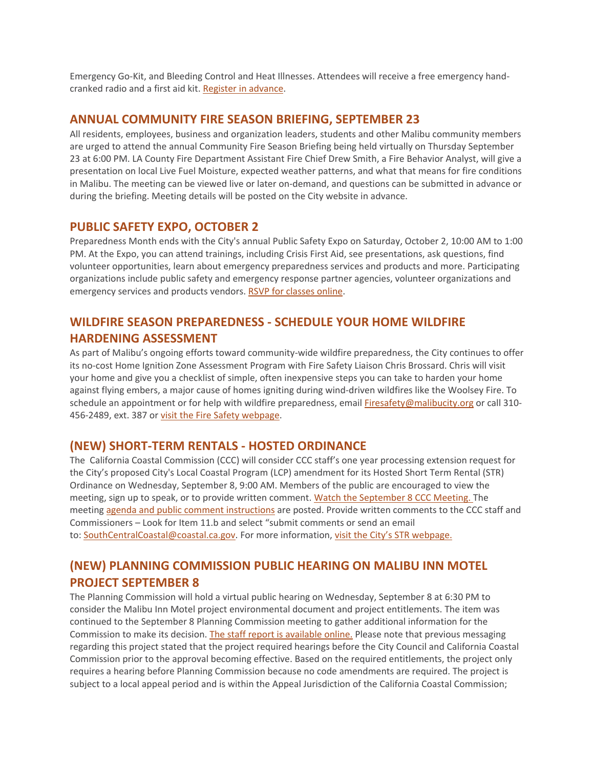Emergency Go-Kit, and Bleeding Control and Heat Illnesses. Attendees will receive a free emergency hand-cranked radio and a first aid kit. Register in advance.

## ANNUAL COMMUNITY FIRE SEASON BRIEFING, SEPTEMBER 23

All residents, employees, business and organization leaders, students and other Malibu community members are urged to attend the annual Community Fire Season Briefing being held virtually on Thursday September 23 at 6:00 PM. LA County Fire Department Assistant Fire Chief Drew Smith, a Fire Behavior Analyst, will give a presentation on local Live Fuel Moisture, expected weather patterns, and what that means for fire conditions in Malibu. The meeting can be viewed live or later on-demand, and questions can be submitted in advance or during the briefing. Meeting details will be posted on the City website in advance.

## PUBLIC SAFETY EXPO, OCTOBER 2

Preparedness Month ends with the City's annual Public Safety Expo on Saturday, October 2, 10:00 AM to 1:00 PM. At the Expo, you can attend trainings, including Crisis First Aid, see presentations, ask questions, find volunteer opportunities, learn about emergency preparedness services and products and more. Participating organizations include public safety and emergency response partner agencies, volunteer organizations and emergency services and products vendors. RSVP for classes online.

## WILDFIRE SEASON PREPAREDNESS - SCHEDULE YOUR HOME WILDFIRE HARDENING ASSESSMENT

As part of Malibu's ongoing efforts toward community-wide wildfire preparedness, the City continues to offer its no-cost Home Ignition Zone Assessment Program with Fire Safety Liaison Chris Brossard. Chris will visit your home and give you a checklist of simple, often inexpensive steps you can take to harden your home against flying embers, a major cause of homes igniting during wind-driven wildfires like the Woolsey Fire. To schedule an appointment or for help with wildfire preparedness, email Firesafety@malibucity.org or call 310-456-2489, ext. 387 or visit the Fire Safety webpage.

## (NEW) SHORT-TERM RENTALS - HOSTED ORDINANCE

The California Coastal Commission (CCC) will consider CCC staff's one year processing extension request for the City's proposed City's Local Coastal Program (LCP) amendment for its Hosted Short Term Rental (STR) Ordinance on Wednesday, September 8, 9:00 AM. Members of the public are encouraged to view the meeting, sign up to speak, or to provide written comment. Watch the September 8 CCC Meeting. The meeting agenda and public comment instructions are posted. Provide written comments to the CCC staff and Commissioners – Look for Item 11.b and select "submit comments or send an email to: SouthCentralCoastal@coastal.ca.gov. For more information, visit the City's STR webpage.

## (NEW) PLANNING COMMISSION PUBLIC HEARING ON MALIBU INN MOTEL PROJECT SEPTEMBER 8

The Planning Commission will hold a virtual public hearing on Wednesday, September 8 at 6:30 PM to consider the Malibu Inn Motel project environmental document and project entitlements. The item was continued to the September 8 Planning Commission meeting to gather additional information for the Commission to make its decision. The staff report is available online. Please note that previous messaging regarding this project stated that the project required hearings before the City Council and California Coastal Commission prior to the approval becoming effective. Based on the required entitlements, the project only requires a hearing before Planning Commission because no code amendments are required. The project is subject to a local appeal period and is within the Appeal Jurisdiction of the California Coastal Commission;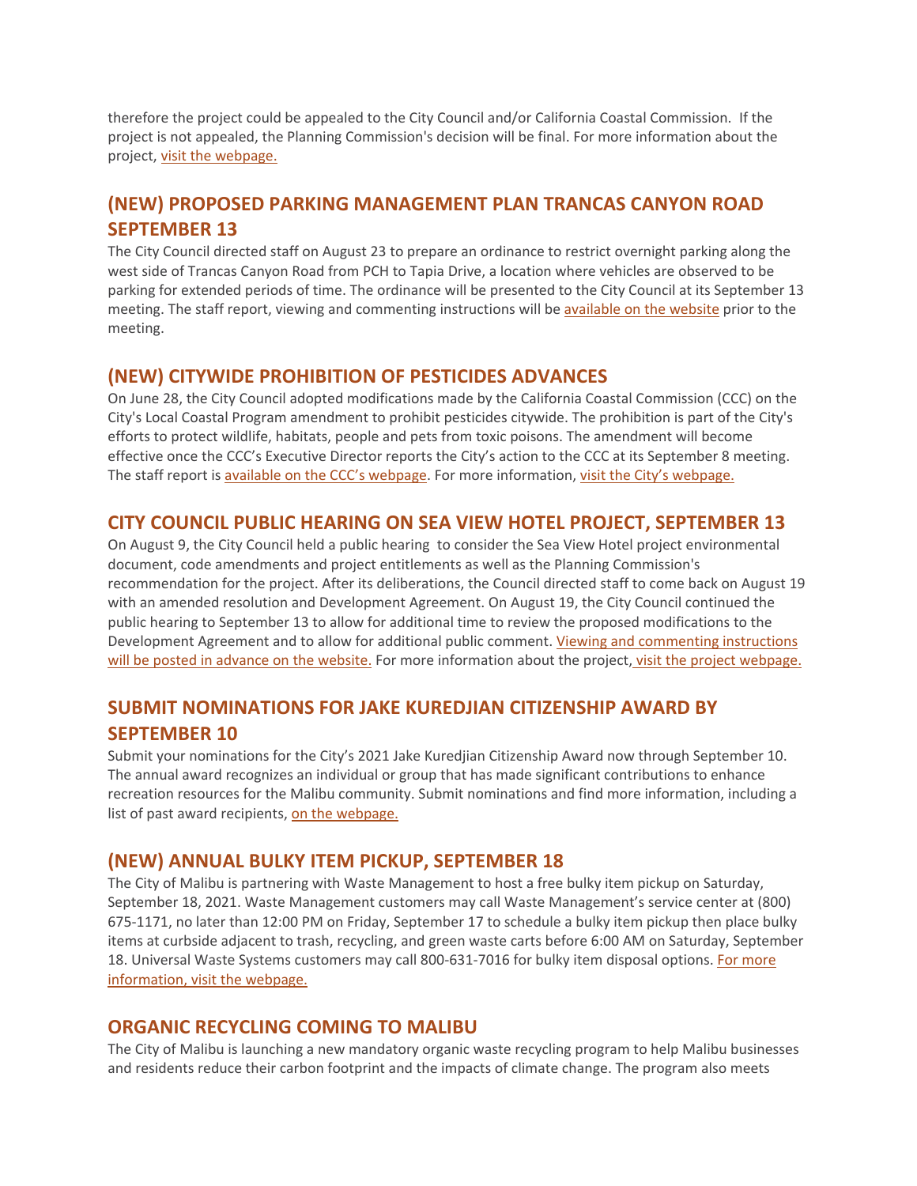therefore the project could be appealed to the City Council and/or California Coastal Commission. If the project is not appealed, the Planning Commission's decision will be final. For more information about the project, visit the webpage.

## (NEW) PROPOSED PARKING MANAGEMENT PLAN TRANCAS CANYON ROAD SEPTEMBER 13

The City Council directed staff on August 23 to prepare an ordinance to restrict overnight parking along the west side of Trancas Canyon Road from PCH to Tapia Drive, a location where vehicles are observed to be parking for extended periods of time. The ordinance will be presented to the City Council at its September 13 meeting. The staff report, viewing and commenting instructions will be available on the website prior to the meeting.

## (NEW) CITYWIDE PROHIBITION OF PESTICIDES ADVANCES

On June 28, the City Council adopted modifications made by the California Coastal Commission (CCC) on the City's Local Coastal Program amendment to prohibit pesticides citywide. The prohibition is part of the City's efforts to protect wildlife, habitats, people and pets from toxic poisons. The amendment will become effective once the CCC's Executive Director reports the City's action to the CCC at its September 8 meeting. The staff report is available on the CCC's webpage. For more information, visit the City's webpage.

## CITY COUNCIL PUBLIC HEARING ON SEA VIEW HOTEL PROJECT, SEPTEMBER 13

On August 9, the City Council held a public hearing to consider the Sea View Hotel project environmental document, code amendments and project entitlements as well as the Planning Commission's recommendation for the project. After its deliberations, the Council directed staff to come back on August 19 with an amended resolution and Development Agreement. On August 19, the City Council continued the public hearing to September 13 to allow for additional time to review the proposed modifications to the Development Agreement and to allow for additional public comment. Viewing and commenting instructions will be posted in advance on the website. For more information about the project, visit the project webpage.

## SUBMIT NOMINATIONS FOR JAKE KUREDJIAN CITIZENSHIP AWARD BY SEPTEMBER 10

Submit your nominations for the City's 2021 Jake Kuredjian Citizenship Award now through September 10. The annual award recognizes an individual or group that has made significant contributions to enhance recreation resources for the Malibu community. Submit nominations and find more information, including a list of past award recipients, on the webpage.

## (NEW) ANNUAL BULKY ITEM PICKUP, SEPTEMBER 18

The City of Malibu is partnering with Waste Management to host a free bulky item pickup on Saturday, September 18, 2021. Waste Management customers may call Waste Management's service center at (800) 675-1171, no later than 12:00 PM on Friday, September 17 to schedule a bulky item pickup then place bulky items at curbside adjacent to trash, recycling, and green waste carts before 6:00 AM on Saturday, September 18. Universal Waste Systems customers may call 800-631-7016 for bulky item disposal options. For more information, visit the webpage.

## ORGANIC RECYCLING COMING TO MALIBU

The City of Malibu is launching a new mandatory organic waste recycling program to help Malibu businesses and residents reduce their carbon footprint and the impacts of climate change. The program also meets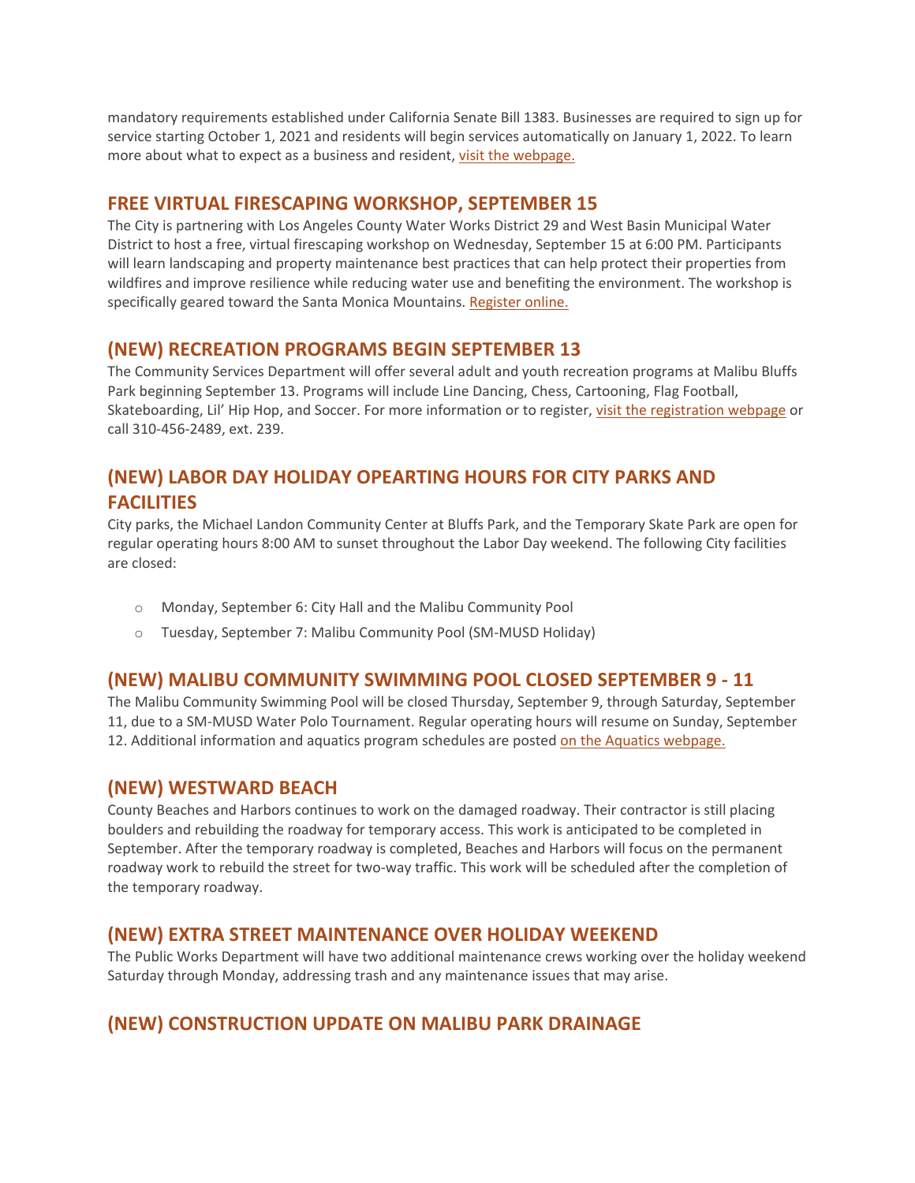mandatory requirements established under California Senate Bill 1383. Businesses are required to sign up for service starting October 1, 2021 and residents will begin services automatically on January 1, 2022. To learn more about what to expect as a business and resident, visit the webpage.

## FREE VIRTUAL FIRESCAPING WORKSHOP, SEPTEMBER 15

The City is partnering with Los Angeles County Water Works District 29 and West Basin Municipal Water District to host a free, virtual firescaping workshop on Wednesday, September 15 at 6:00 PM. Participants will learn landscaping and property maintenance best practices that can help protect their properties from wildfires and improve resilience while reducing water use and benefiting the environment. The workshop is specifically geared toward the Santa Monica Mountains. Register online.

## (NEW) RECREATION PROGRAMS BEGIN SEPTEMBER 13

The Community Services Department will offer several adult and youth recreation programs at Malibu Bluffs Park beginning September 13. Programs will include Line Dancing, Chess, Cartooning, Flag Football, Skateboarding, Lil' Hip Hop, and Soccer. For more information or to register, visit the registration webpage or call 310-456-2489, ext. 239.

## (NEW) LABOR DAY HOLIDAY OPEARTING HOURS FOR CITY PARKS AND FACILITIES

City parks, the Michael Landon Community Center at Bluffs Park, and the Temporary Skate Park are open for regular operating hours 8:00 AM to sunset throughout the Labor Day weekend. The following City facilities are closed:

- Monday, September 6: City Hall and the Malibu Community Pool
- Tuesday, September 7: Malibu Community Pool (SM-MUSD Holiday)

## (NEW) MALIBU COMMUNITY SWIMMING POOL CLOSED SEPTEMBER 9 - 11

The Malibu Community Swimming Pool will be closed Thursday, September 9, through Saturday, September 11, due to a SM-MUSD Water Polo Tournament. Regular operating hours will resume on Sunday, September 12. Additional information and aquatics program schedules are posted on the Aquatics webpage.

## (NEW) WESTWARD BEACH

County Beaches and Harbors continues to work on the damaged roadway. Their contractor is still placing boulders and rebuilding the roadway for temporary access. This work is anticipated to be completed in September. After the temporary roadway is completed, Beaches and Harbors will focus on the permanent roadway work to rebuild the street for two-way traffic. This work will be scheduled after the completion of the temporary roadway.

## (NEW) EXTRA STREET MAINTENANCE OVER HOLIDAY WEEKEND

The Public Works Department will have two additional maintenance crews working over the holiday weekend Saturday through Monday, addressing trash and any maintenance issues that may arise.

## (NEW) CONSTRUCTION UPDATE ON MALIBU PARK DRAINAGE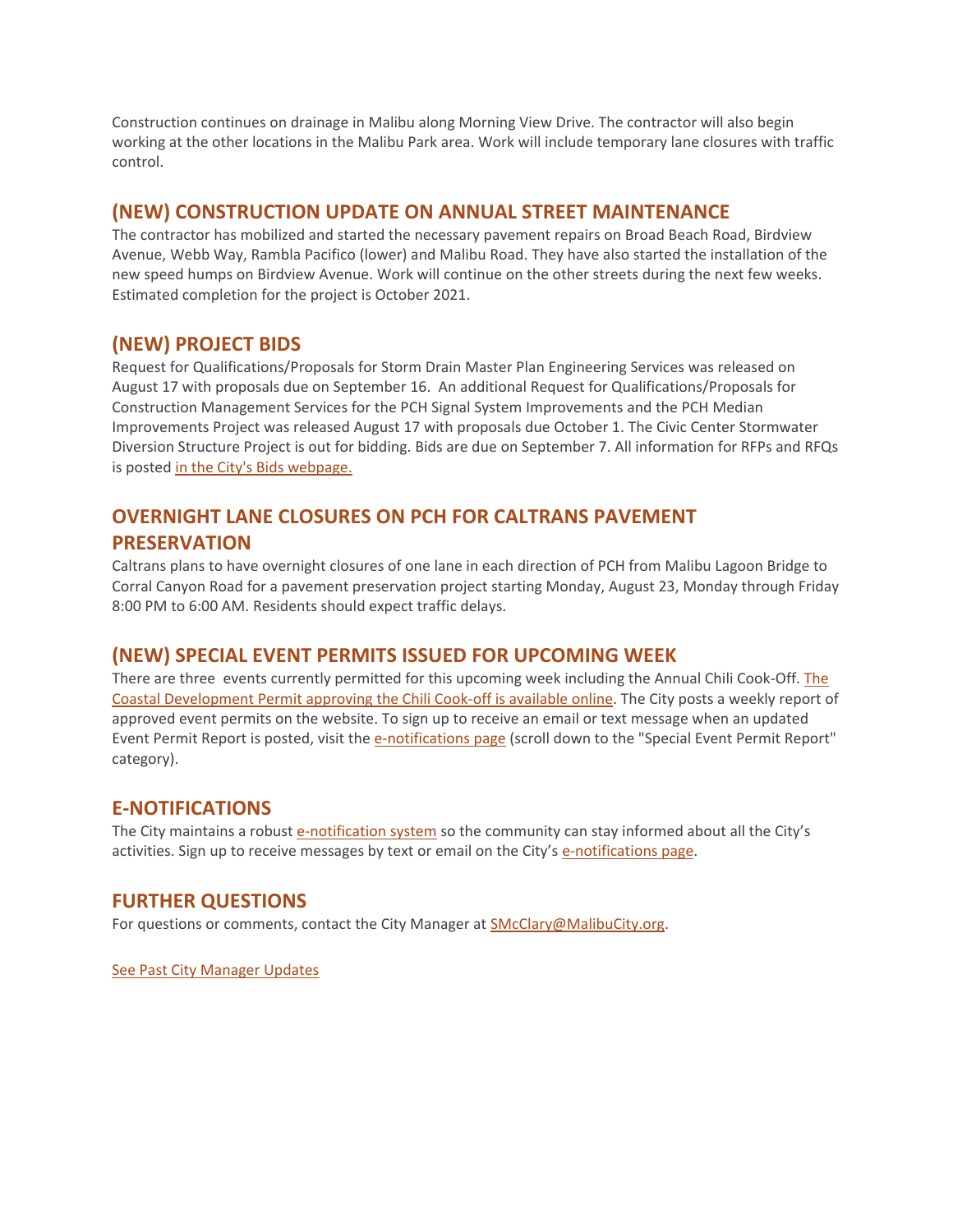Construction continues on drainage in Malibu along Morning View Drive. The contractor will also begin working at the other locations in the Malibu Park area. Work will include temporary lane closures with traffic control.

## (NEW) CONSTRUCTION UPDATE ON ANNUAL STREET MAINTENANCE

The contractor has mobilized and started the necessary pavement repairs on Broad Beach Road, Birdview Avenue, Webb Way, Rambla Pacifico (lower) and Malibu Road. They have also started the installation of the new speed humps on Birdview Avenue. Work will continue on the other streets during the next few weeks. Estimated completion for the project is October 2021.

## (NEW) PROJECT BIDS

Request for Qualifications/Proposals for Storm Drain Master Plan Engineering Services was released on August 17 with proposals due on September 16. An additional Request for Qualifications/Proposals for Construction Management Services for the PCH Signal System Improvements and the PCH Median Improvements Project was released August 17 with proposals due October 1. The Civic Center Stormwater Diversion Structure Project is out for bidding. Bids are due on September 7. All information for RFPs and RFQs is posted in the City's Bids webpage.

## OVERNIGHT LANE CLOSURES ON PCH FOR CALTRANS PAVEMENT PRESERVATION

Caltrans plans to have overnight closures of one lane in each direction of PCH from Malibu Lagoon Bridge to Corral Canyon Road for a pavement preservation project starting Monday, August 23, Monday through Friday 8:00 PM to 6:00 AM. Residents should expect traffic delays.

## (NEW) SPECIAL EVENT PERMITS ISSUED FOR UPCOMING WEEK

There are three events currently permitted for this upcoming week including the Annual Chili Cook-Off. The Coastal Development Permit approving the Chili Cook-off is available online. The City posts a weekly report of approved event permits on the website. To sign up to receive an email or text message when an updated Event Permit Report is posted, visit the e-notifications page (scroll down to the "Special Event Permit Report" category).

## E-NOTIFICATIONS

The City maintains a robust e-notification system so the community can stay informed about all the City's activities. Sign up to receive messages by text or email on the City's e-notifications page.

## FURTHER QUESTIONS

For questions or comments, contact the City Manager at SMcClary@MalibuCity.org.

See Past City Manager Updates